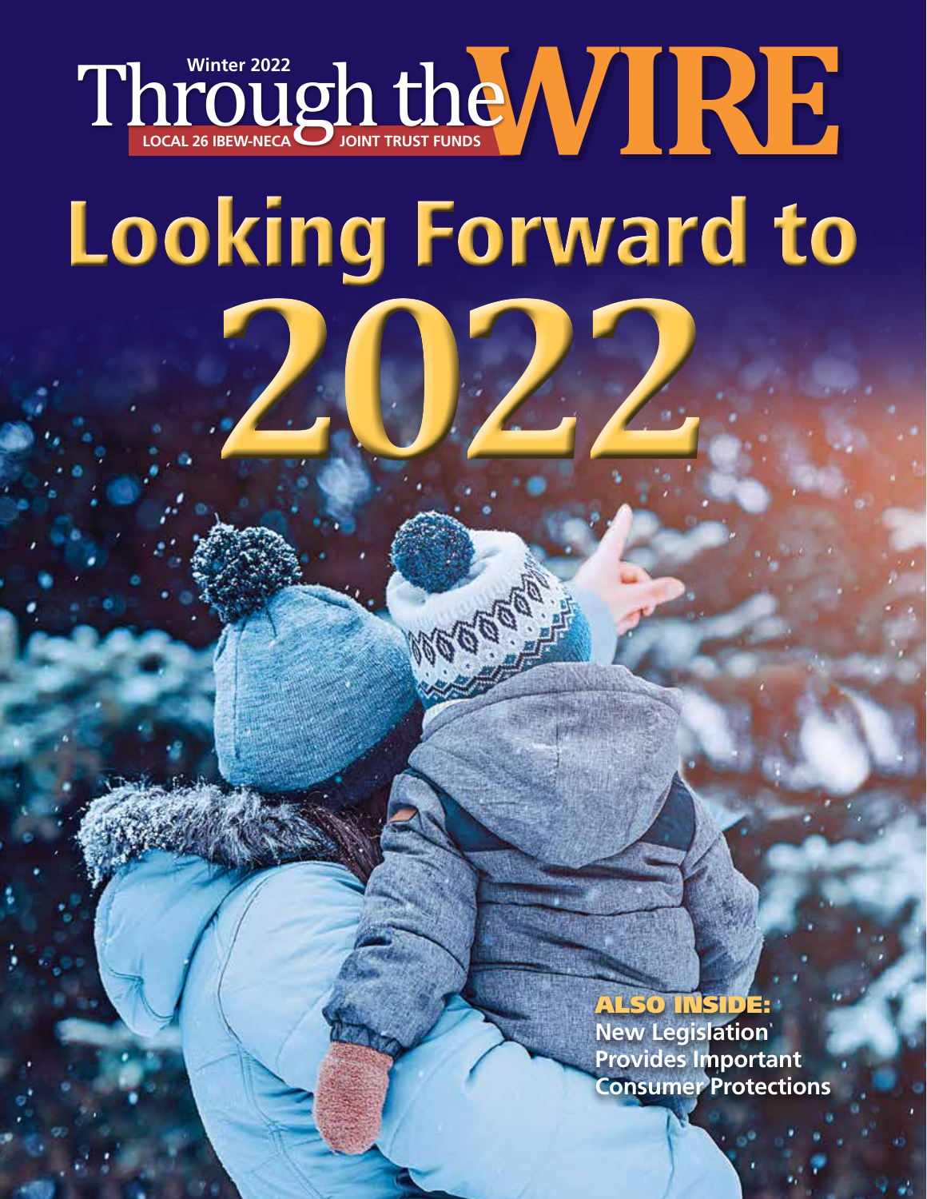# Through the WIRE

Winter 2022

LOCAL 26 IBEW-NECA JOINT TRUST FUNDS

# Looking Forward to 2022

**ALSO INSIDE:**

**New Legislation Provides Important Consumer Protections**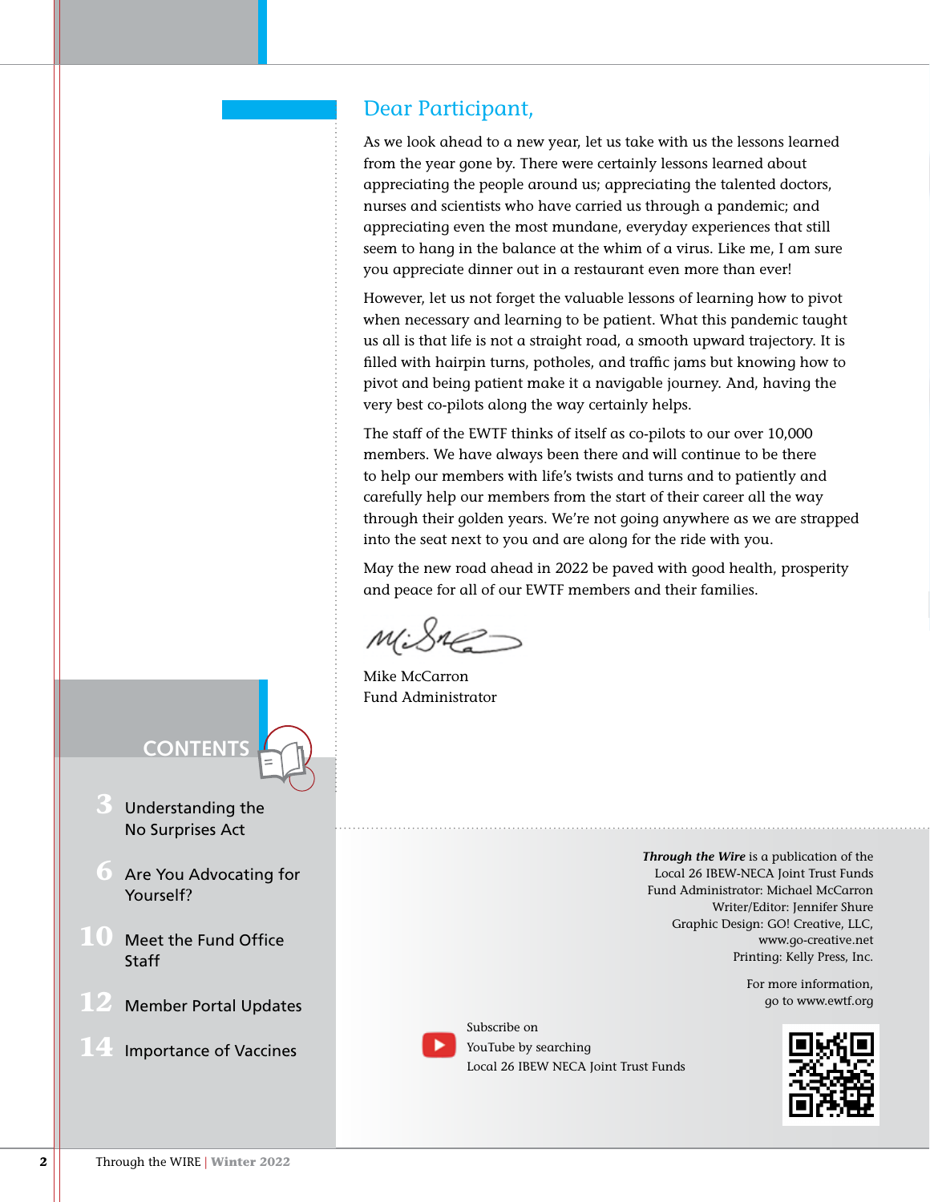## Dear Participant,

As we look ahead to a new year, let us take with us the lessons learned from the year gone by. There were certainly lessons learned about appreciating the people around us; appreciating the talented doctors, nurses and scientists who have carried us through a pandemic; and appreciating even the most mundane, everyday experiences that still seem to hang in the balance at the whim of a virus. Like me, I am sure you appreciate dinner out in a restaurant even more than ever!

However, let us not forget the valuable lessons of learning how to pivot when necessary and learning to be patient. What this pandemic taught us all is that life is not a straight road, a smooth upward trajectory. It is filled with hairpin turns, potholes, and traffic jams but knowing how to pivot and being patient make it a navigable journey. And, having the very best co-pilots along the way certainly helps.

The staff of the EWTF thinks of itself as co-pilots to our over 10,000 members. We have always been there and will continue to be there to help our members with life's twists and turns and to patiently and carefully help our members from the start of their career all the way through their golden years. We're not going anywhere as we are strapped into the seat next to you and are along for the ride with you.

May the new road ahead in 2022 be paved with good health, prosperity and peace for all of our EWTF members and their families.

Mike McCarron
Fund Administrator

## CONTENTS

- **3** Understanding the No Surprises Act
- **6** Are You Advocating for Yourself?
- **10** Meet the Fund Office Staff
- **12** Member Portal Updates
- **14** Importance of Vaccines

***Through the Wire*** is a publication of the Local 26 IBEW-NECA Joint Trust Funds
Fund Administrator: Michael McCarron
Writer/Editor: Jennifer Shure
Graphic Design: GO! Creative, LLC, www.go-creative.net
Printing: Kelly Press, Inc.

For more information, go to www.ewtf.org

Subscribe on YouTube by searching Local 26 IBEW NECA Joint Trust Funds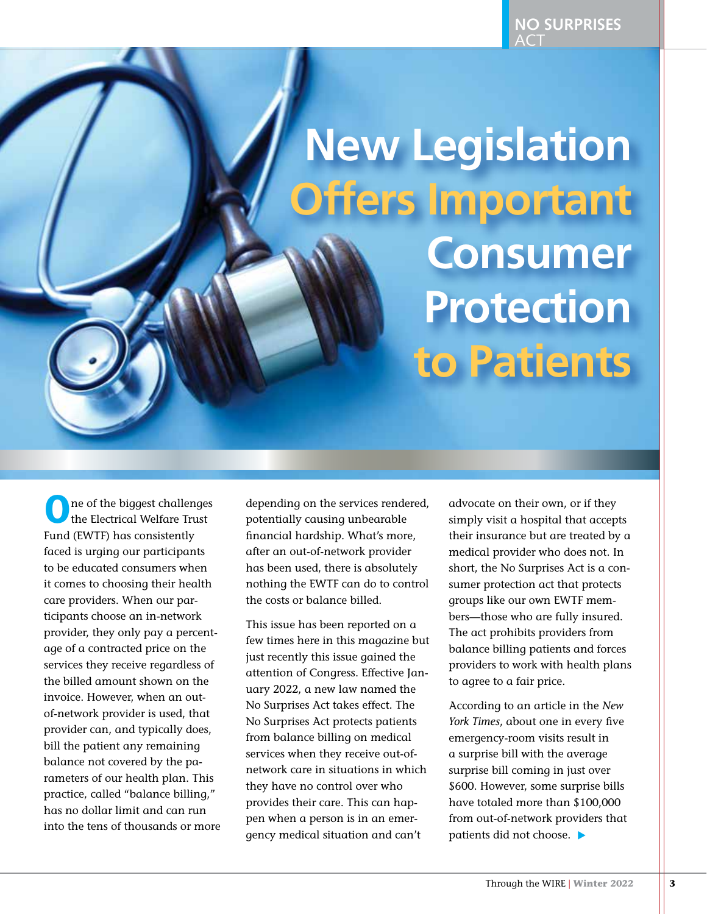# New Legislation Offers Important Consumer Protection to Patients

One of the biggest challenges the Electrical Welfare Trust Fund (EWTF) has consistently faced is urging our participants to be educated consumers when it comes to choosing their health care providers. When our participants choose an in-network provider, they only pay a percentage of a contracted price on the services they receive regardless of the billed amount shown on the invoice. However, when an out-of-network provider is used, that provider can, and typically does, bill the patient any remaining balance not covered by the parameters of our health plan. This practice, called "balance billing," has no dollar limit and can run into the tens of thousands or more depending on the services rendered, potentially causing unbearable financial hardship. What's more, after an out-of-network provider has been used, there is absolutely nothing the EWTF can do to control the costs or balance billed.

This issue has been reported on a few times here in this magazine but just recently this issue gained the attention of Congress. Effective January 2022, a new law named the No Surprises Act takes effect. The No Surprises Act protects patients from balance billing on medical services when they receive out-of-network care in situations in which they have no control over who provides their care. This can happen when a person is in an emergency medical situation and can't advocate on their own, or if they simply visit a hospital that accepts their insurance but are treated by a medical provider who does not. In short, the No Surprises Act is a consumer protection act that protects groups like our own EWTF members—those who are fully insured. The act prohibits providers from balance billing patients and forces providers to work with health plans to agree to a fair price.

According to an article in the *New York Times*, about one in every five emergency-room visits result in a surprise bill with the average surprise bill coming in just over $600. However, some surprise bills have totaled more than $100,000 from out-of-network providers that patients did not choose.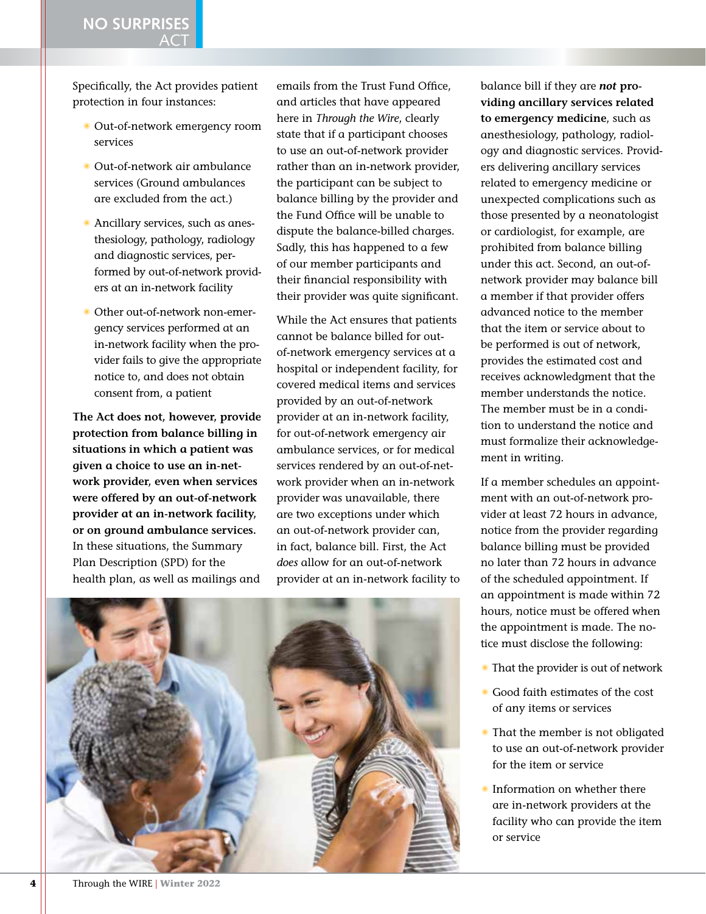Specifically, the Act provides patient protection in four instances:

- Out-of-network emergency room services
- Out-of-network air ambulance services (Ground ambulances are excluded from the act.)
- Ancillary services, such as anesthesiology, pathology, radiology and diagnostic services, performed by out-of-network providers at an in-network facility
- Other out-of-network non-emergency services performed at an in-network facility when the provider fails to give the appropriate notice to, and does not obtain consent from, a patient

**The Act does not, however, provide protection from balance billing in situations in which a patient was given a choice to use an in-network provider, even when services were offered by an out-of-network provider at an in-network facility, or on ground ambulance services.** In these situations, the Summary Plan Description (SPD) for the health plan, as well as mailings and emails from the Trust Fund Office, and articles that have appeared here in *Through the Wire*, clearly state that if a participant chooses to use an out-of-network provider rather than an in-network provider, the participant can be subject to balance billing by the provider and the Fund Office will be unable to dispute the balance-billed charges. Sadly, this has happened to a few of our member participants and their financial responsibility with their provider was quite significant.

While the Act ensures that patients cannot be balance billed for out-of-network emergency services at a hospital or independent facility, for covered medical items and services provided by an out-of-network provider at an in-network facility, for out-of-network emergency air ambulance services, or for medical services rendered by an out-of-network provider when an in-network provider was unavailable, there are two exceptions under which an out-of-network provider can, in fact, balance bill. First, the Act *does* allow for an out-of-network provider at an in-network facility to balance bill if they are ***not* providing ancillary services related to emergency medicine**, such as anesthesiology, pathology, radiology and diagnostic services. Providers delivering ancillary services related to emergency medicine or unexpected complications such as those presented by a neonatologist or cardiologist, for example, are prohibited from balance billing under this act. Second, an out-of-network provider may balance bill a member if that provider offers advanced notice to the member that the item or service about to be performed is out of network, provides the estimated cost and receives acknowledgment that the member understands the notice. The member must be in a condition to understand the notice and must formalize their acknowledgement in writing.

If a member schedules an appointment with an out-of-network provider at least 72 hours in advance, notice from the provider regarding balance billing must be provided no later than 72 hours in advance of the scheduled appointment. If an appointment is made within 72 hours, notice must be offered when the appointment is made. The notice must disclose the following:

- That the provider is out of network
- Good faith estimates of the cost of any items or services
- That the member is not obligated to use an out-of-network provider for the item or service
- Information on whether there are in-network providers at the facility who can provide the item or service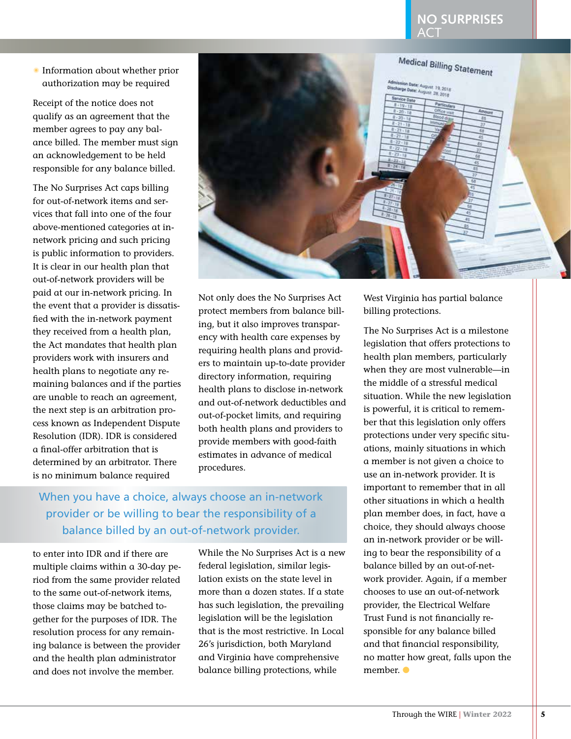- Information about whether prior authorization may be required

Receipt of the notice does not qualify as an agreement that the member agrees to pay any balance billed. The member must sign an acknowledgement to be held responsible for any balance billed.

The No Surprises Act caps billing for out-of-network items and services that fall into one of the four above-mentioned categories at in-network pricing and such pricing is public information to providers. It is clear in our health plan that out-of-network providers will be paid at our in-network pricing. In the event that a provider is dissatisfied with the in-network payment they received from a health plan, the Act mandates that health plan providers work with insurers and health plans to negotiate any remaining balances and if the parties are unable to reach an agreement, the next step is an arbitration process known as Independent Dispute Resolution (IDR). IDR is considered a final-offer arbitration that is determined by an arbitrator. There is no minimum balance required to enter into IDR and if there are multiple claims within a 30-day period from the same provider related to the same out-of-network items, those claims may be batched together for the purposes of IDR. The resolution process for any remaining balance is between the provider and the health plan administrator and does not involve the member.

Not only does the No Surprises Act protect members from balance billing, but it also improves transparency with health care expenses by requiring health plans and providers to maintain up-to-date provider directory information, requiring health plans to disclose in-network and out-of-network deductibles and out-of-pocket limits, and requiring both health plans and providers to provide members with good-faith estimates in advance of medical procedures.

> When you have a choice, always choose an in-network provider or be willing to bear the responsibility of a balance billed by an out-of-network provider.

While the No Surprises Act is a new federal legislation, similar legislation exists on the state level in more than a dozen states. If a state has such legislation, the prevailing legislation will be the legislation that is the most restrictive. In Local 26's jurisdiction, both Maryland and Virginia have comprehensive balance billing protections, while West Virginia has partial balance billing protections.

The No Surprises Act is a milestone legislation that offers protections to health plan members, particularly when they are most vulnerable—in the middle of a stressful medical situation. While the new legislation is powerful, it is critical to remember that this legislation only offers protections under very specific situations, mainly situations in which a member is not given a choice to use an in-network provider. It is important to remember that in all other situations in which a health plan member does, in fact, have a choice, they should always choose an in-network provider or be willing to bear the responsibility of a balance billed by an out-of-network provider. Again, if a member chooses to use an out-of-network provider, the Electrical Welfare Trust Fund is not financially responsible for any balance billed and that financial responsibility, no matter how great, falls upon the member.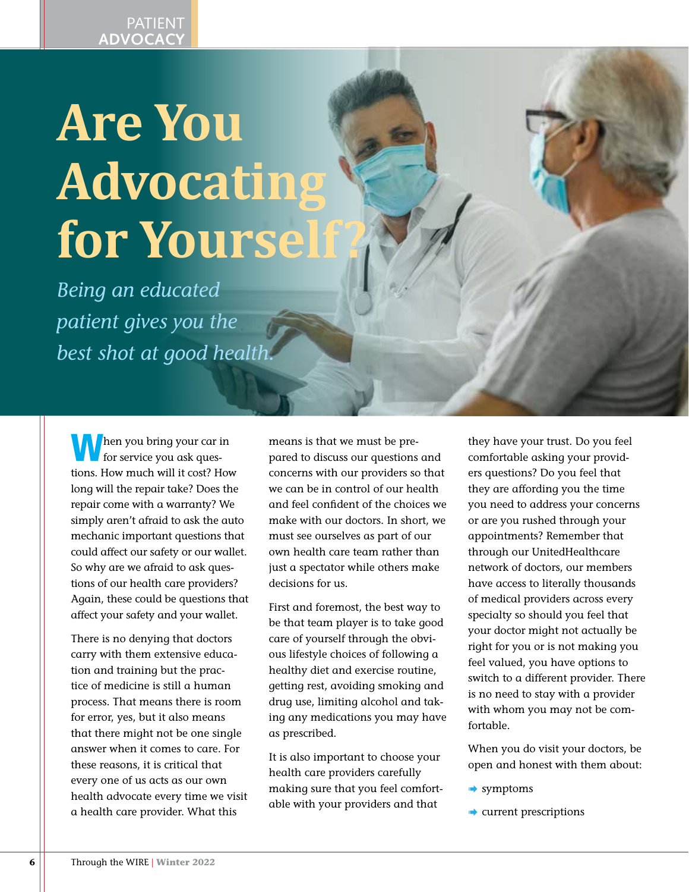PATIENT ADVOCACY

# Are You Advocating for Yourself?

*Being an educated patient gives you the best shot at good health.*

When you bring your car in for service you ask questions. How much will it cost? How long will the repair take? Does the repair come with a warranty? We simply aren't afraid to ask the auto mechanic important questions that could affect our safety or our wallet. So why are we afraid to ask questions of our health care providers? Again, these could be questions that affect your safety and your wallet.

There is no denying that doctors carry with them extensive education and training but the practice of medicine is still a human process. That means there is room for error, yes, but it also means that there might not be one single answer when it comes to care. For these reasons, it is critical that every one of us acts as our own health advocate every time we visit a health care provider. What this means is that we must be prepared to discuss our questions and concerns with our providers so that we can be in control of our health and feel confident of the choices we make with our doctors. In short, we must see ourselves as part of our own health care team rather than just a spectator while others make decisions for us.

First and foremost, the best way to be that team player is to take good care of yourself through the obvious lifestyle choices of following a healthy diet and exercise routine, getting rest, avoiding smoking and drug use, limiting alcohol and taking any medications you may have as prescribed.

It is also important to choose your health care providers carefully making sure that you feel comfortable with your providers and that they have your trust. Do you feel comfortable asking your providers questions? Do you feel that they are affording you the time you need to address your concerns or are you rushed through your appointments? Remember that through our UnitedHealthcare network of doctors, our members have access to literally thousands of medical providers across every specialty so should you feel that your doctor might not actually be right for you or is not making you feel valued, you have options to switch to a different provider. There is no need to stay with a provider with whom you may not be comfortable.

When you do visit your doctors, be open and honest with them about:

- symptoms
- current prescriptions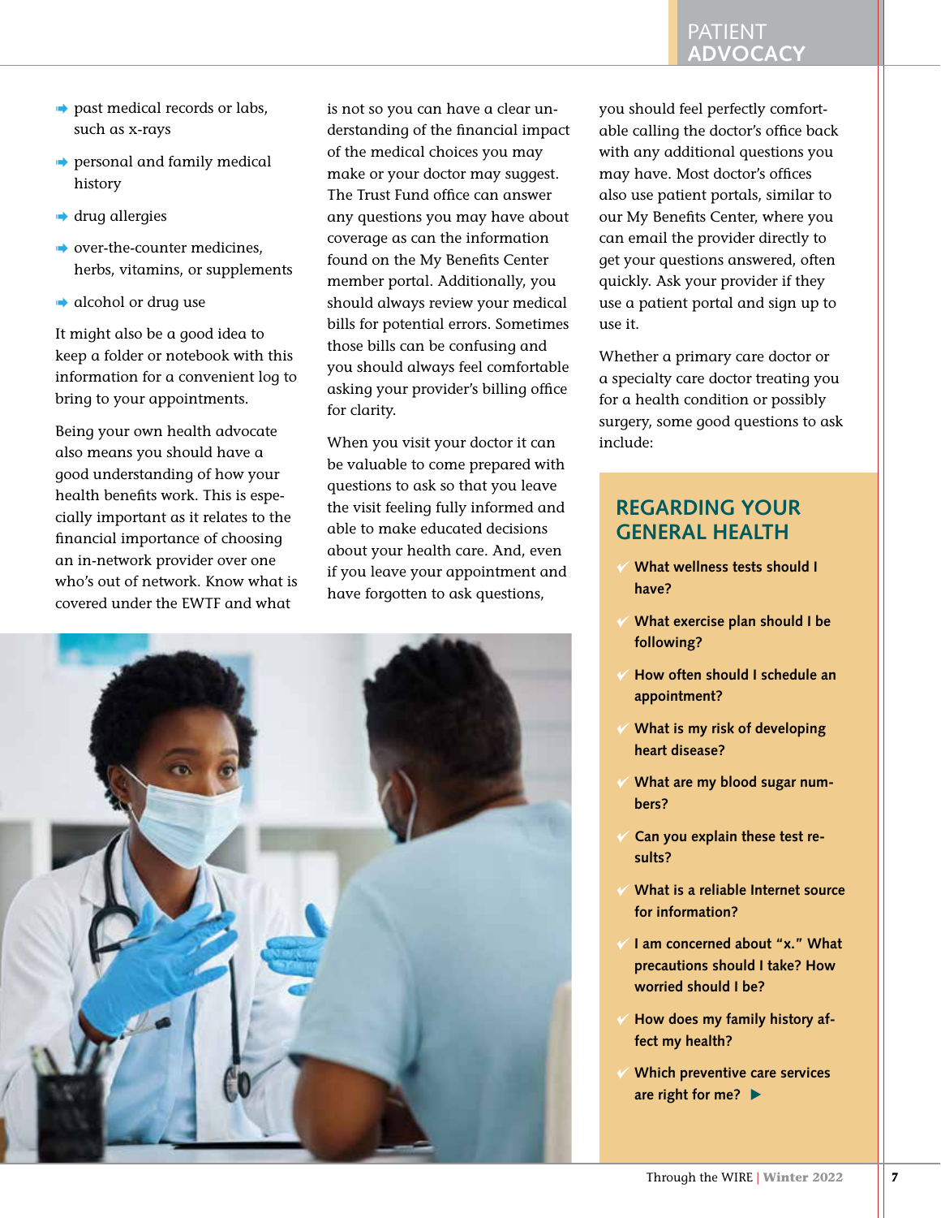- past medical records or labs, such as x-rays
- personal and family medical history
- drug allergies
- over-the-counter medicines, herbs, vitamins, or supplements
- alcohol or drug use

It might also be a good idea to keep a folder or notebook with this information for a convenient log to bring to your appointments.

Being your own health advocate also means you should have a good understanding of how your health benefits work. This is especially important as it relates to the financial importance of choosing an in-network provider over one who's out of network. Know what is covered under the EWTF and what is not so you can have a clear understanding of the financial impact of the medical choices you may make or your doctor may suggest. The Trust Fund office can answer any questions you may have about coverage as can the information found on the My Benefits Center member portal. Additionally, you should always review your medical bills for potential errors. Sometimes those bills can be confusing and you should always feel comfortable asking your provider's billing office for clarity.

When you visit your doctor it can be valuable to come prepared with questions to ask so that you leave the visit feeling fully informed and able to make educated decisions about your health care. And, even if you leave your appointment and have forgotten to ask questions, you should feel perfectly comfortable calling the doctor's office back with any additional questions you may have. Most doctor's offices also use patient portals, similar to our My Benefits Center, where you can email the provider directly to get your questions answered, often quickly. Ask your provider if they use a patient portal and sign up to use it.

Whether a primary care doctor or a specialty care doctor treating you for a health condition or possibly surgery, some good questions to ask include:

## REGARDING YOUR GENERAL HEALTH

- **What wellness tests should I have?**
- **What exercise plan should I be following?**
- **How often should I schedule an appointment?**
- **What is my risk of developing heart disease?**
- **What are my blood sugar numbers?**
- **Can you explain these test results?**
- **What is a reliable Internet source for information?**
- **I am concerned about "x." What precautions should I take? How worried should I be?**
- **How does my family history affect my health?**
- **Which preventive care services are right for me?** ▶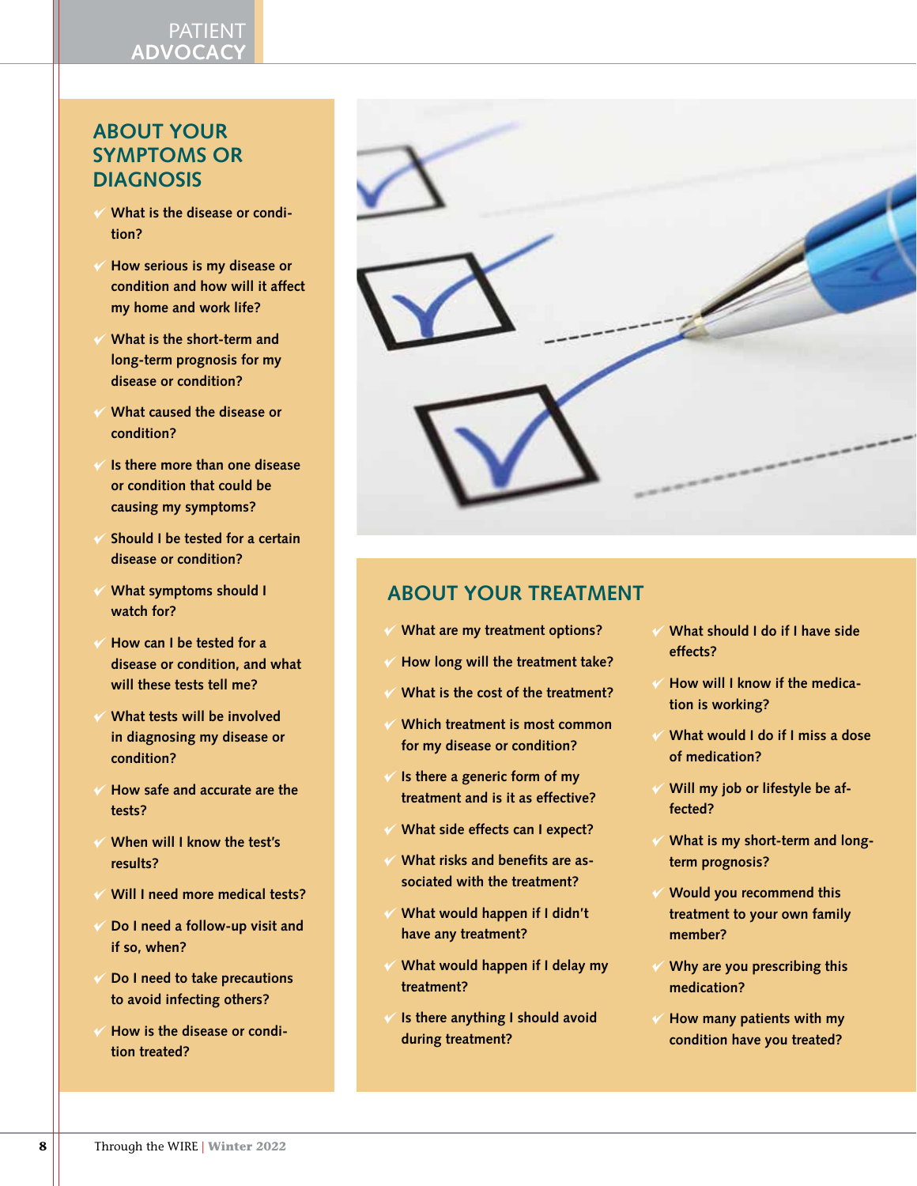## ABOUT YOUR SYMPTOMS OR DIAGNOSIS

- What is the disease or condition?
- How serious is my disease or condition and how will it affect my home and work life?
- What is the short-term and long-term prognosis for my disease or condition?
- What caused the disease or condition?
- Is there more than one disease or condition that could be causing my symptoms?
- Should I be tested for a certain disease or condition?
- What symptoms should I watch for?
- How can I be tested for a disease or condition, and what will these tests tell me?
- What tests will be involved in diagnosing my disease or condition?
- How safe and accurate are the tests?
- When will I know the test's results?
- Will I need more medical tests?
- Do I need a follow-up visit and if so, when?
- Do I need to take precautions to avoid infecting others?
- How is the disease or condition treated?

## ABOUT YOUR TREATMENT

- What are my treatment options?
- How long will the treatment take?
- What is the cost of the treatment?
- Which treatment is most common for my disease or condition?
- Is there a generic form of my treatment and is it as effective?
- What side effects can I expect?
- What risks and benefits are associated with the treatment?
- What would happen if I didn't have any treatment?
- What would happen if I delay my treatment?
- Is there anything I should avoid during treatment?
- What should I do if I have side effects?
- How will I know if the medication is working?
- What would I do if I miss a dose of medication?
- Will my job or lifestyle be affected?
- What is my short-term and long-term prognosis?
- Would you recommend this treatment to your own family member?
- Why are you prescribing this medication?
- How many patients with my condition have you treated?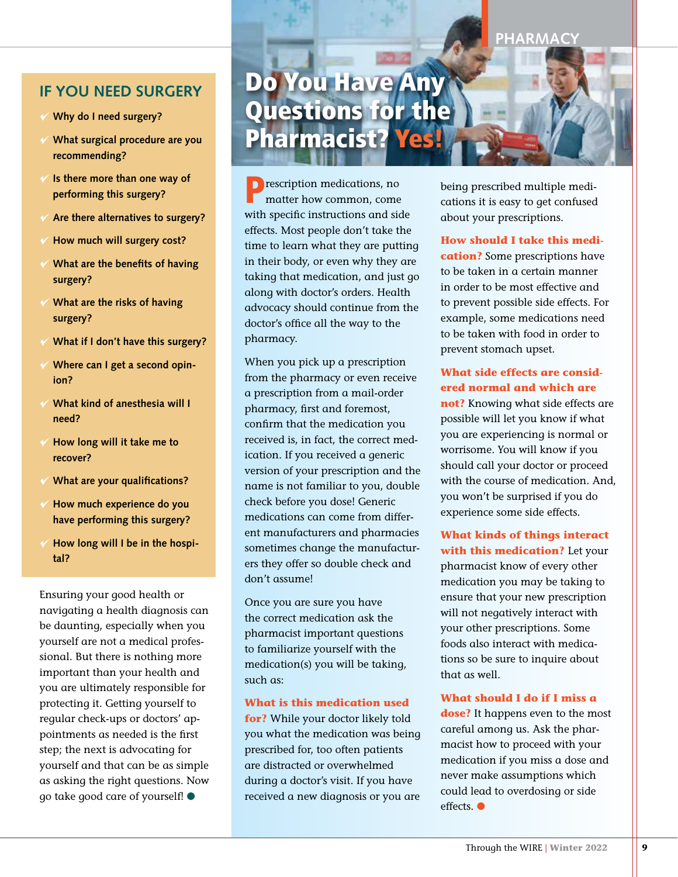## IF YOU NEED SURGERY

- Why do I need surgery?
- What surgical procedure are you recommending?
- Is there more than one way of performing this surgery?
- Are there alternatives to surgery?
- How much will surgery cost?
- What are the benefits of having surgery?
- What are the risks of having surgery?
- What if I don't have this surgery?
- Where can I get a second opinion?
- What kind of anesthesia will I need?
- How long will it take me to recover?
- What are your qualifications?
- How much experience do you have performing this surgery?
- How long will I be in the hospital?

Ensuring your good health or navigating a health diagnosis can be daunting, especially when you yourself are not a medical professional. But there is nothing more important than your health and you are ultimately responsible for protecting it. Getting yourself to regular check-ups or doctors' appointments as needed is the first step; the next is advocating for yourself and that can be as simple as asking the right questions. Now go take good care of yourself!

PHARMACY

# Do You Have Any Questions for the Pharmacist? Yes!

Prescription medications, no matter how common, come with specific instructions and side effects. Most people don't take the time to learn what they are putting in their body, or even why they are taking that medication, and just go along with doctor's orders. Health advocacy should continue from the doctor's office all the way to the pharmacy.

When you pick up a prescription from the pharmacy or even receive a prescription from a mail-order pharmacy, first and foremost, confirm that the medication you received is, in fact, the correct medication. If you received a generic version of your prescription and the name is not familiar to you, double check before you dose! Generic medications can come from different manufacturers and pharmacies sometimes change the manufacturers they offer so double check and don't assume!

Once you are sure you have the correct medication ask the pharmacist important questions to familiarize yourself with the medication(s) you will be taking, such as:

**What is this medication used for?** While your doctor likely told you what the medication was being prescribed for, too often patients are distracted or overwhelmed during a doctor's visit. If you have received a new diagnosis or you are being prescribed multiple medications it is easy to get confused about your prescriptions.

**How should I take this medication?** Some prescriptions have to be taken in a certain manner in order to be most effective and to prevent possible side effects. For example, some medications need to be taken with food in order to prevent stomach upset.

**What side effects are considered normal and which are not?** Knowing what side effects are possible will let you know if what you are experiencing is normal or worrisome. You will know if you should call your doctor or proceed with the course of medication. And, you won't be surprised if you do experience some side effects.

**What kinds of things interact with this medication?** Let your pharmacist know of every other medication you may be taking to ensure that your new prescription will not negatively interact with your other prescriptions. Some foods also interact with medications so be sure to inquire about that as well.

**What should I do if I miss a dose?** It happens even to the most careful among us. Ask the pharmacist how to proceed with your medication if you miss a dose and never make assumptions which could lead to overdosing or side effects.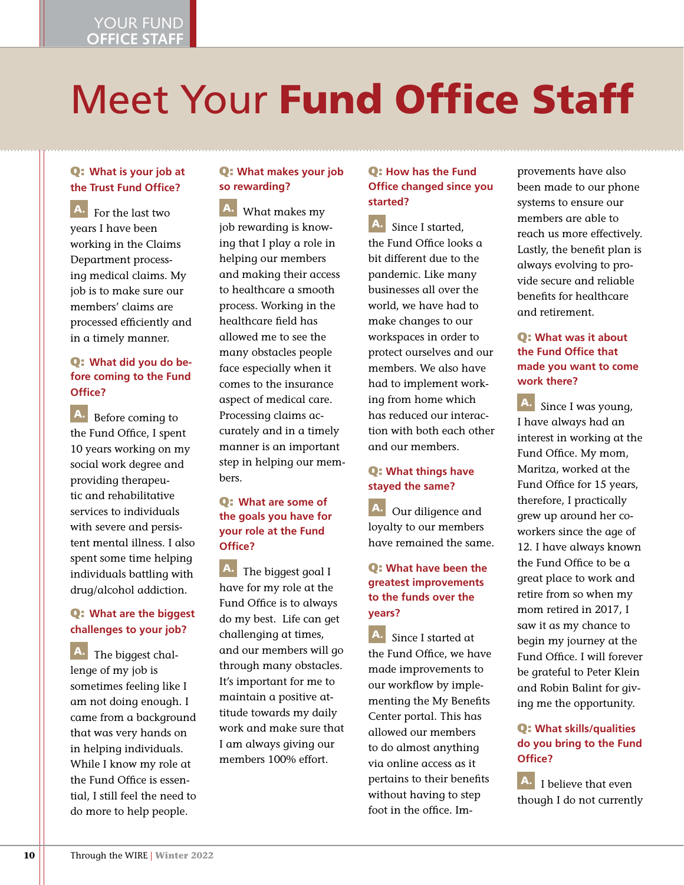# Meet Your **Fund Office Staff**

**Q: What is your job at the Trust Fund Office?**

**A.** For the last two years I have been working in the Claims Department processing medical claims. My job is to make sure our members' claims are processed efficiently and in a timely manner.

**Q: What did you do before coming to the Fund Office?**

**A.** Before coming to the Fund Office, I spent 10 years working on my social work degree and providing therapeutic and rehabilitative services to individuals with severe and persistent mental illness. I also spent some time helping individuals battling with drug/alcohol addiction.

**Q: What are the biggest challenges to your job?**

**A.** The biggest challenge of my job is sometimes feeling like I am not doing enough. I came from a background that was very hands on in helping individuals. While I know my role at the Fund Office is essential, I still feel the need to do more to help people.

**Q: What makes your job so rewarding?**

**A.** What makes my job rewarding is knowing that I play a role in helping our members and making their access to healthcare a smooth process. Working in the healthcare field has allowed me to see the many obstacles people face especially when it comes to the insurance aspect of medical care. Processing claims accurately and in a timely manner is an important step in helping our members.

**Q: What are some of the goals you have for your role at the Fund Office?**

**A.** The biggest goal I have for my role at the Fund Office is to always do my best. Life can get challenging at times, and our members will go through many obstacles. It's important for me to maintain a positive attitude towards my daily work and make sure that I am always giving our members 100% effort.

**Q: How has the Fund Office changed since you started?**

**A.** Since I started, the Fund Office looks a bit different due to the pandemic. Like many businesses all over the world, we have had to make changes to our workspaces in order to protect ourselves and our members. We also have had to implement working from home which has reduced our interaction with both each other and our members.

**Q: What things have stayed the same?**

**A.** Our diligence and loyalty to our members have remained the same.

**Q: What have been the greatest improvements to the funds over the years?**

**A.** Since I started at the Fund Office, we have made improvements to our workflow by implementing the My Benefits Center portal. This has allowed our members to do almost anything via online access as it pertains to their benefits without having to step foot in the office. Improvements have also been made to our phone systems to ensure our members are able to reach us more effectively. Lastly, the benefit plan is always evolving to provide secure and reliable benefits for healthcare and retirement.

**Q: What was it about the Fund Office that made you want to come work there?**

**A.** Since I was young, I have always had an interest in working at the Fund Office. My mom, Maritza, worked at the Fund Office for 15 years, therefore, I practically grew up around her coworkers since the age of 12. I have always known the Fund Office to be a great place to work and retire from so when my mom retired in 2017, I saw it as my chance to begin my journey at the Fund Office. I will forever be grateful to Peter Klein and Robin Balint for giving me the opportunity.

**Q: What skills/qualities do you bring to the Fund Office?**

**A.** I believe that even though I do not currently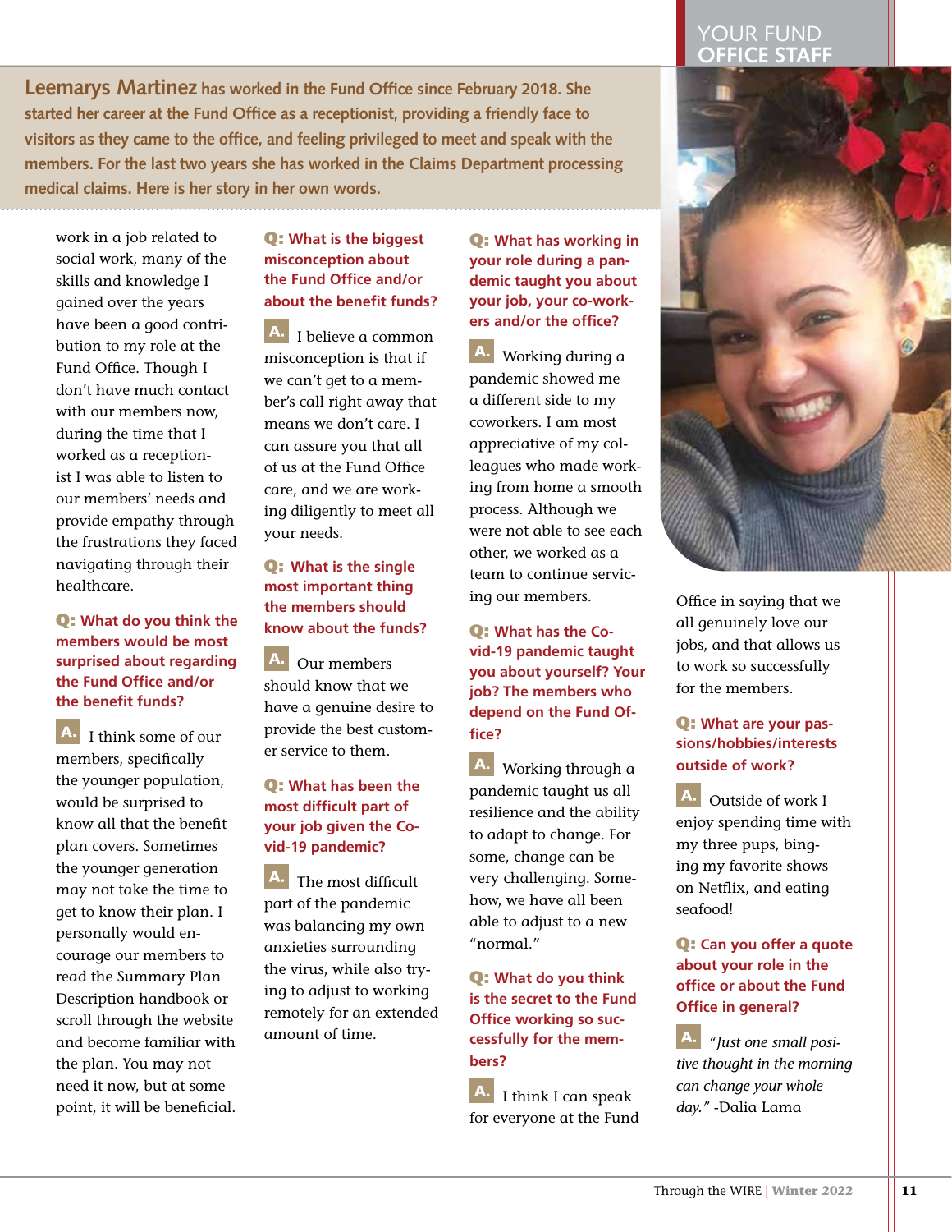## YOUR FUND OFFICE STAFF

**Leemarys Martinez has worked in the Fund Office since February 2018. She started her career at the Fund Office as a receptionist, providing a friendly face to visitors as they came to the office, and feeling privileged to meet and speak with the members. For the last two years she has worked in the Claims Department processing medical claims. Here is her story in her own words.**

work in a job related to social work, many of the skills and knowledge I gained over the years have been a good contribution to my role at the Fund Office. Though I don't have much contact with our members now, during the time that I worked as a receptionist I was able to listen to our members' needs and provide empathy through the frustrations they faced navigating through their healthcare.

**Q: What do you think the members would be most surprised about regarding the Fund Office and/or the benefit funds?**

**A.** I think some of our members, specifically the younger population, would be surprised to know all that the benefit plan covers. Sometimes the younger generation may not take the time to get to know their plan. I personally would encourage our members to read the Summary Plan Description handbook or scroll through the website and become familiar with the plan. You may not need it now, but at some point, it will be beneficial.

**Q: What is the biggest misconception about the Fund Office and/or about the benefit funds?**

**A.** I believe a common misconception is that if we can't get to a member's call right away that means we don't care. I can assure you that all of us at the Fund Office care, and we are working diligently to meet all your needs.

**Q: What is the single most important thing the members should know about the funds?**

**A.** Our members should know that we have a genuine desire to provide the best customer service to them.

**Q: What has been the most difficult part of your job given the Covid-19 pandemic?**

**A.** The most difficult part of the pandemic was balancing my own anxieties surrounding the virus, while also trying to adjust to working remotely for an extended amount of time.

**Q: What has working in your role during a pandemic taught you about your job, your co-workers and/or the office?**

**A.** Working during a pandemic showed me a different side to my coworkers. I am most appreciative of my colleagues who made working from home a smooth process. Although we were not able to see each other, we worked as a team to continue servicing our members.

**Q: What has the Covid-19 pandemic taught you about yourself? Your job? The members who depend on the Fund Office?**

**A.** Working through a pandemic taught us all resilience and the ability to adapt to change. For some, change can be very challenging. Somehow, we have all been able to adjust to a new "normal."

**Q: What do you think is the secret to the Fund Office working so successfully for the members?**

**A.** I think I can speak for everyone at the Fund Office in saying that we all genuinely love our jobs, and that allows us to work so successfully for the members.

**Q: What are your passions/hobbies/interests outside of work?**

**A.** Outside of work I enjoy spending time with my three pups, binging my favorite shows on Netflix, and eating seafood!

**Q: Can you offer a quote about your role in the office or about the Fund Office in general?**

**A.** *"Just one small positive thought in the morning can change your whole day."* -Dalia Lama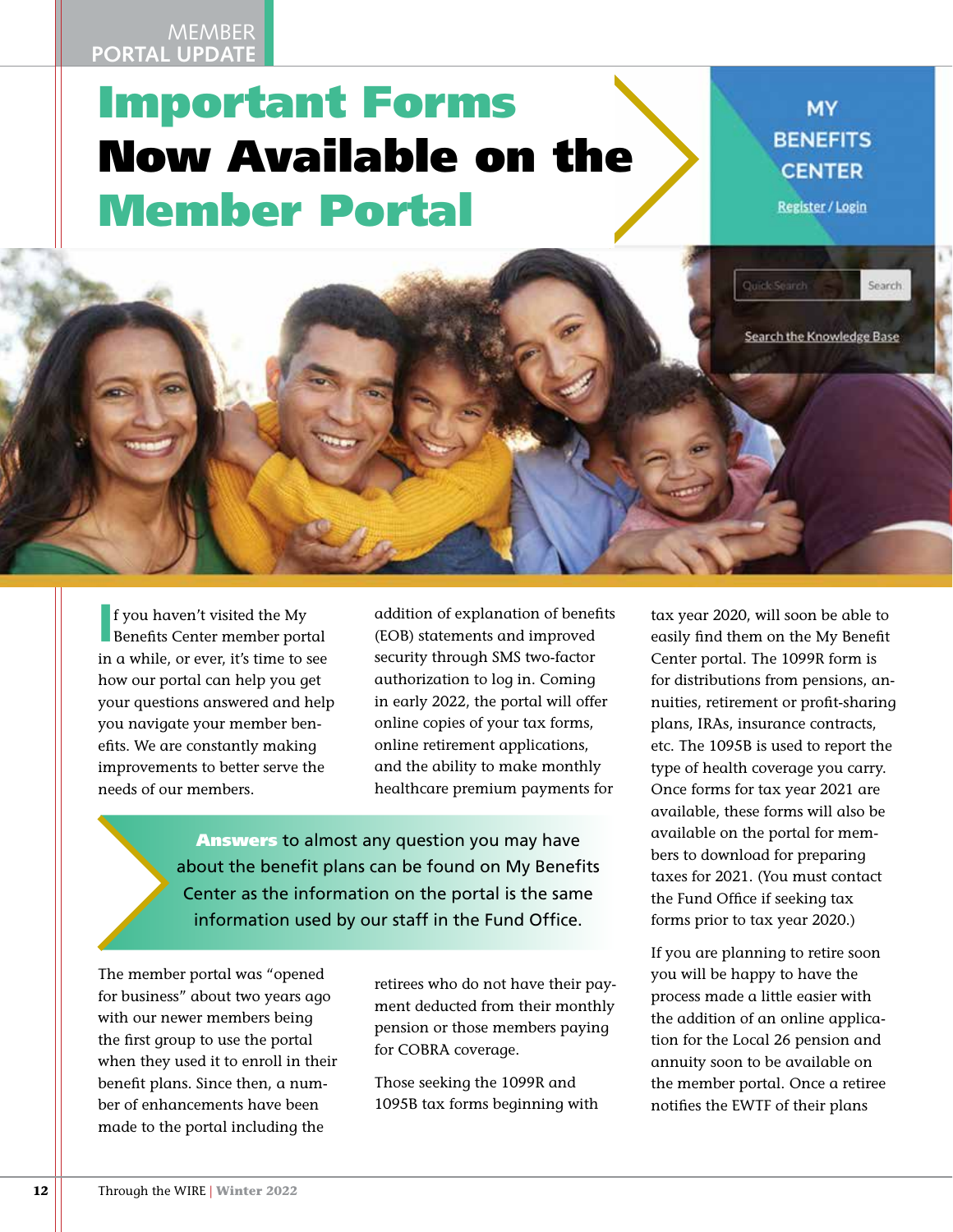MEMBER PORTAL UPDATE

# Important Forms Now Available on the Member Portal

MY BENEFITS CENTER

Register / Login

Search the Knowledge Base

If you haven't visited the My Benefits Center member portal in a while, or ever, it's time to see how our portal can help you get your questions answered and help you navigate your member benefits. We are constantly making improvements to better serve the needs of our members.

> **Answers** to almost any question you may have about the benefit plans can be found on My Benefits Center as the information on the portal is the same information used by our staff in the Fund Office.

The member portal was "opened for business" about two years ago with our newer members being the first group to use the portal when they used it to enroll in their benefit plans. Since then, a number of enhancements have been made to the portal including the addition of explanation of benefits (EOB) statements and improved security through SMS two-factor authorization to log in. Coming in early 2022, the portal will offer online copies of your tax forms, online retirement applications, and the ability to make monthly healthcare premium payments for retirees who do not have their payment deducted from their monthly pension or those members paying for COBRA coverage.

Those seeking the 1099R and 1095B tax forms beginning with tax year 2020, will soon be able to easily find them on the My Benefit Center portal. The 1099R form is for distributions from pensions, annuities, retirement or profit-sharing plans, IRAs, insurance contracts, etc. The 1095B is used to report the type of health coverage you carry. Once forms for tax year 2021 are available, these forms will also be available on the portal for members to download for preparing taxes for 2021. (You must contact the Fund Office if seeking tax forms prior to tax year 2020.)

If you are planning to retire soon you will be happy to have the process made a little easier with the addition of an online application for the Local 26 pension and annuity soon to be available on the member portal. Once a retiree notifies the EWTF of their plans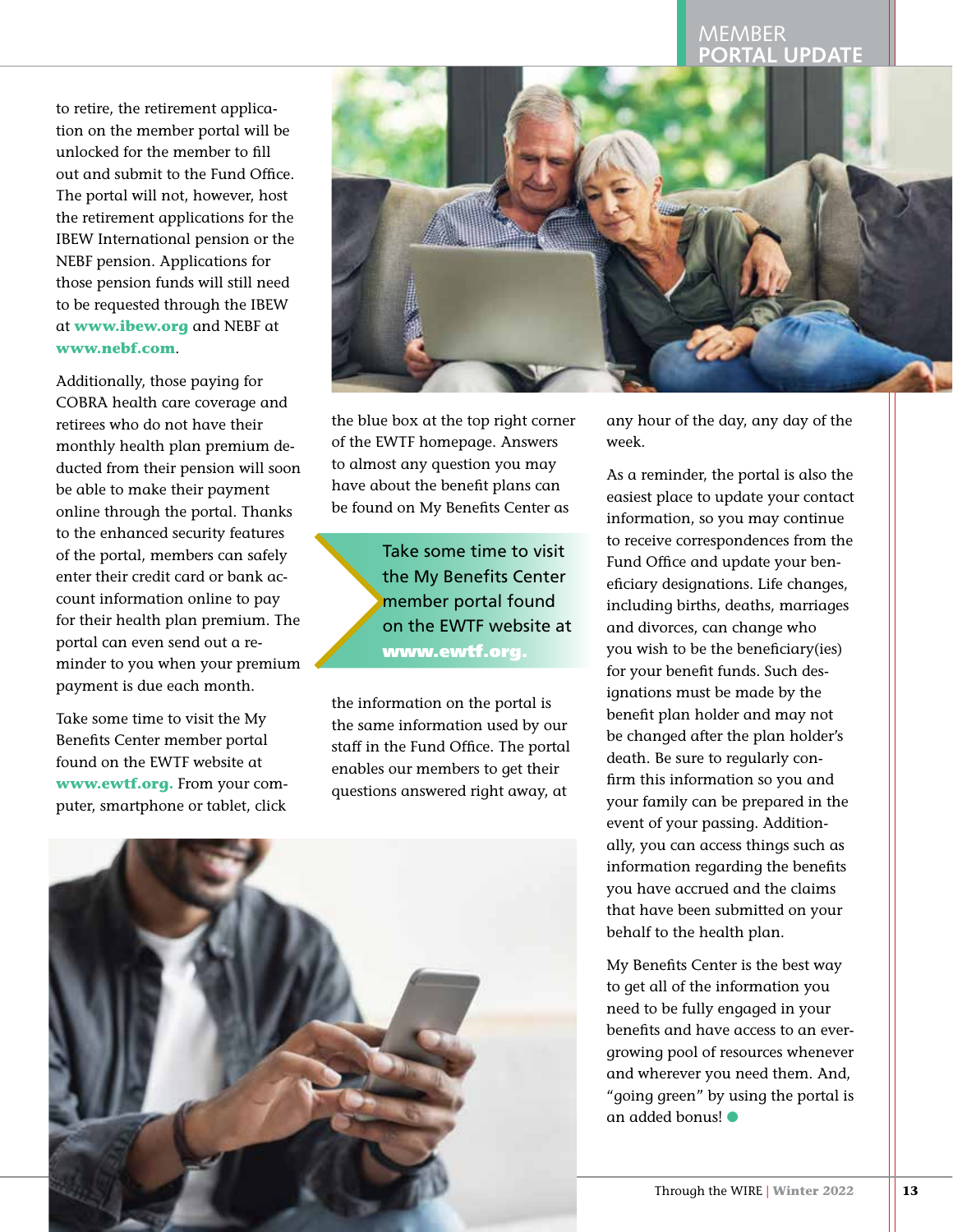to retire, the retirement application on the member portal will be unlocked for the member to fill out and submit to the Fund Office. The portal will not, however, host the retirement applications for the IBEW International pension or the NEBF pension. Applications for those pension funds will still need to be requested through the IBEW at **www.ibew.org** and NEBF at **www.nebf.com**.

Additionally, those paying for COBRA health care coverage and retirees who do not have their monthly health plan premium deducted from their pension will soon be able to make their payment online through the portal. Thanks to the enhanced security features of the portal, members can safely enter their credit card or bank account information online to pay for their health plan premium. The portal can even send out a reminder to you when your premium payment is due each month.

Take some time to visit the My Benefits Center member portal found on the EWTF website at **www.ewtf.org.** From your computer, smartphone or tablet, click the blue box at the top right corner of the EWTF homepage. Answers to almost any question you may have about the benefit plans can be found on My Benefits Center as the information on the portal is the same information used by our staff in the Fund Office. The portal enables our members to get their questions answered right away, at any hour of the day, any day of the week.

> Take some time to visit the My Benefits Center member portal found on the EWTF website at **www.ewtf.org.**

As a reminder, the portal is also the easiest place to update your contact information, so you may continue to receive correspondences from the Fund Office and update your beneficiary designations. Life changes, including births, deaths, marriages and divorces, can change who you wish to be the beneficiary(ies) for your benefit funds. Such designations must be made by the benefit plan holder and may not be changed after the plan holder's death. Be sure to regularly confirm this information so you and your family can be prepared in the event of your passing. Additionally, you can access things such as information regarding the benefits you have accrued and the claims that have been submitted on your behalf to the health plan.

My Benefits Center is the best way to get all of the information you need to be fully engaged in your benefits and have access to an ever-growing pool of resources whenever and wherever you need them. And, "going green" by using the portal is an added bonus!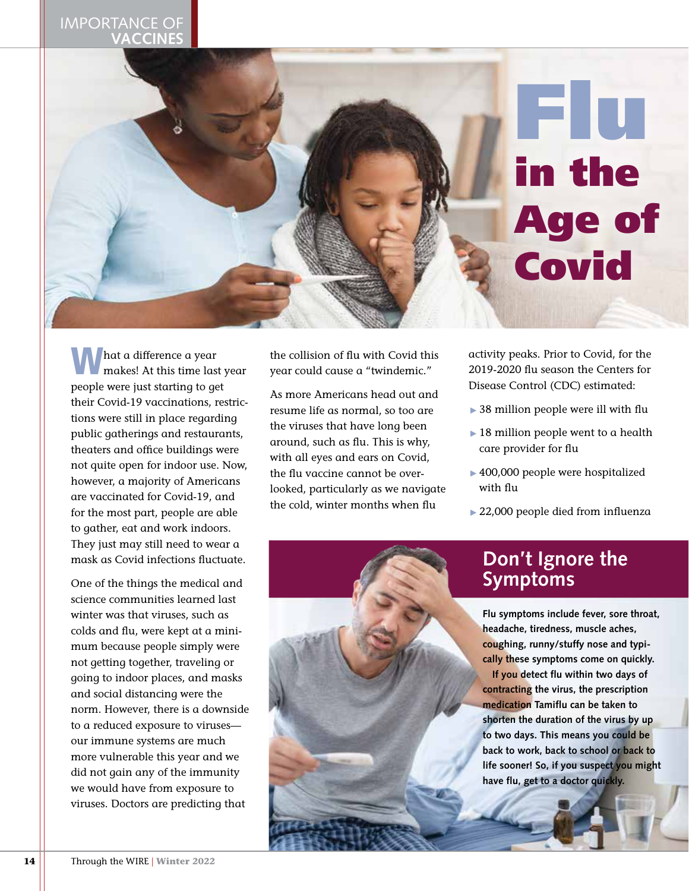# Flu in the Age of Covid

What a difference a year makes! At this time last year people were just starting to get their Covid-19 vaccinations, restrictions were still in place regarding public gatherings and restaurants, theaters and office buildings were not quite open for indoor use. Now, however, a majority of Americans are vaccinated for Covid-19, and for the most part, people are able to gather, eat and work indoors. They just may still need to wear a mask as Covid infections fluctuate.

One of the things the medical and science communities learned last winter was that viruses, such as colds and flu, were kept at a minimum because people simply were not getting together, traveling or going to indoor places, and masks and social distancing were the norm. However, there is a downside to a reduced exposure to viruses—our immune systems are much more vulnerable this year and we did not gain any of the immunity we would have from exposure to viruses. Doctors are predicting that the collision of flu with Covid this year could cause a "twindemic."

As more Americans head out and resume life as normal, so too are the viruses that have long been around, such as flu. This is why, with all eyes and ears on Covid, the flu vaccine cannot be overlooked, particularly as we navigate the cold, winter months when flu activity peaks. Prior to Covid, for the 2019-2020 flu season the Centers for Disease Control (CDC) estimated:

- 38 million people were ill with flu
- 18 million people went to a health care provider for flu
- 400,000 people were hospitalized with flu
- 22,000 people died from influenza

## Don't Ignore the Symptoms

**Flu symptoms include fever, sore throat, headache, tiredness, muscle aches, coughing, runny/stuffy nose and typically these symptoms come on quickly.**

**If you detect flu within two days of contracting the virus, the prescription medication Tamiflu can be taken to shorten the duration of the virus by up to two days. This means you could be back to work, back to school or back to life sooner! So, if you suspect you might have flu, get to a doctor quickly.**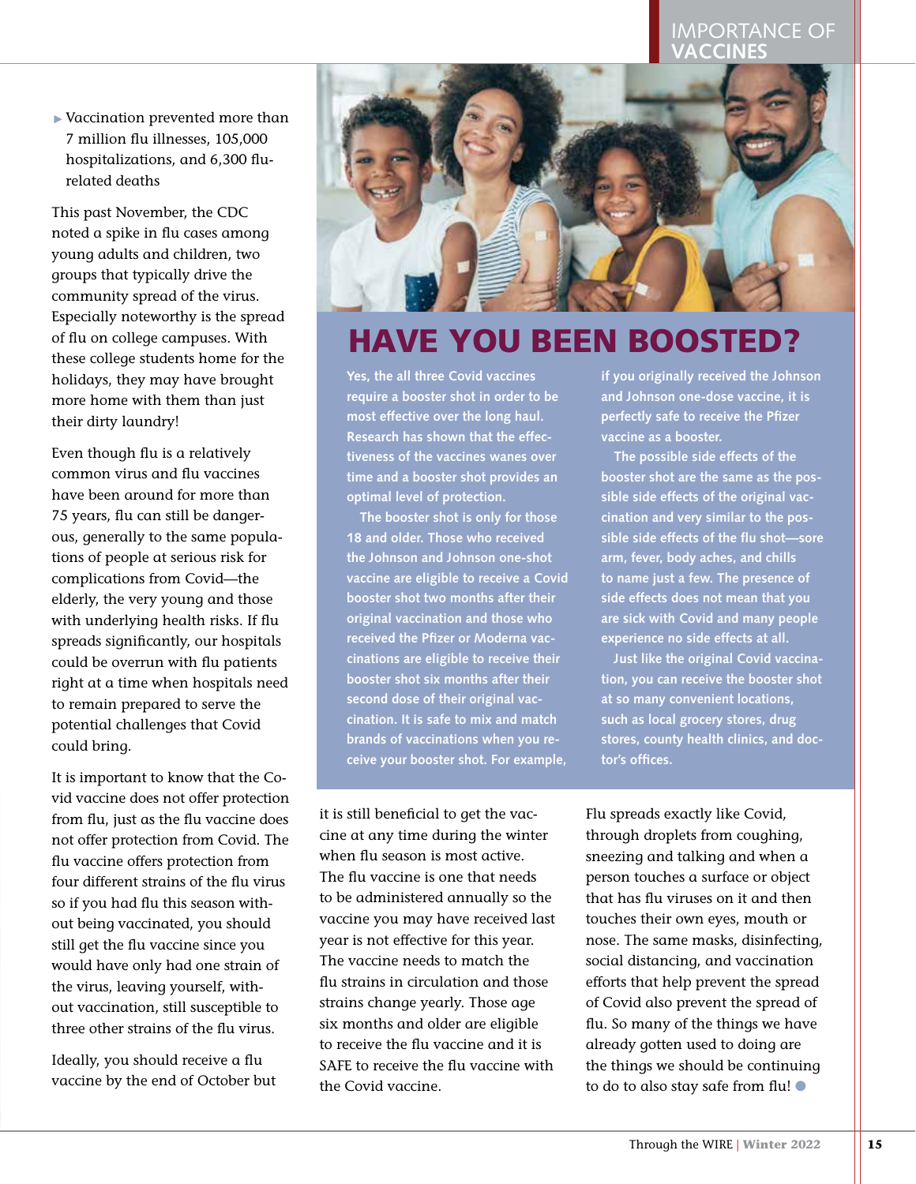- Vaccination prevented more than 7 million flu illnesses, 105,000 hospitalizations, and 6,300 flu-related deaths

This past November, the CDC noted a spike in flu cases among young adults and children, two groups that typically drive the community spread of the virus. Especially noteworthy is the spread of flu on college campuses. With these college students home for the holidays, they may have brought more home with them than just their dirty laundry!

Even though flu is a relatively common virus and flu vaccines have been around for more than 75 years, flu can still be dangerous, generally to the same populations of people at serious risk for complications from Covid—the elderly, the very young and those with underlying health risks. If flu spreads significantly, our hospitals could be overrun with flu patients right at a time when hospitals need to remain prepared to serve the potential challenges that Covid could bring.

It is important to know that the Covid vaccine does not offer protection from flu, just as the flu vaccine does not offer protection from Covid. The flu vaccine offers protection from four different strains of the flu virus so if you had flu this season without being vaccinated, you should still get the flu vaccine since you would have only had one strain of the virus, leaving yourself, without vaccination, still susceptible to three other strains of the flu virus.

Ideally, you should receive a flu vaccine by the end of October but it is still beneficial to get the vaccine at any time during the winter when flu season is most active. The flu vaccine is one that needs to be administered annually so the vaccine you may have received last year is not effective for this year. The vaccine needs to match the flu strains in circulation and those strains change yearly. Those age six months and older are eligible to receive the flu vaccine and it is SAFE to receive the flu vaccine with the Covid vaccine.

Flu spreads exactly like Covid, through droplets from coughing, sneezing and talking and when a person touches a surface or object that has flu viruses on it and then touches their own eyes, mouth or nose. The same masks, disinfecting, social distancing, and vaccination efforts that help prevent the spread of Covid also prevent the spread of flu. So many of the things we have already gotten used to doing are the things we should be continuing to do to also stay safe from flu!

## HAVE YOU BEEN BOOSTED?

Yes, the all three Covid vaccines require a booster shot in order to be most effective over the long haul. Research has shown that the effectiveness of the vaccines wanes over time and a booster shot provides an optimal level of protection.

The booster shot is only for those 18 and older. Those who received the Johnson and Johnson one-shot vaccine are eligible to receive a Covid booster shot two months after their original vaccination and those who received the Pfizer or Moderna vaccinations are eligible to receive their booster shot six months after their second dose of their original vaccination. It is safe to mix and match brands of vaccinations when you receive your booster shot. For example, if you originally received the Johnson and Johnson one-dose vaccine, it is perfectly safe to receive the Pfizer vaccine as a booster.

The possible side effects of the booster shot are the same as the possible side effects of the original vaccination and very similar to the possible side effects of the flu shot—sore arm, fever, body aches, and chills to name just a few. The presence of side effects does not mean that you are sick with Covid and many people experience no side effects at all.

Just like the original Covid vaccination, you can receive the booster shot at so many convenient locations, such as local grocery stores, drug stores, county health clinics, and doctor's offices.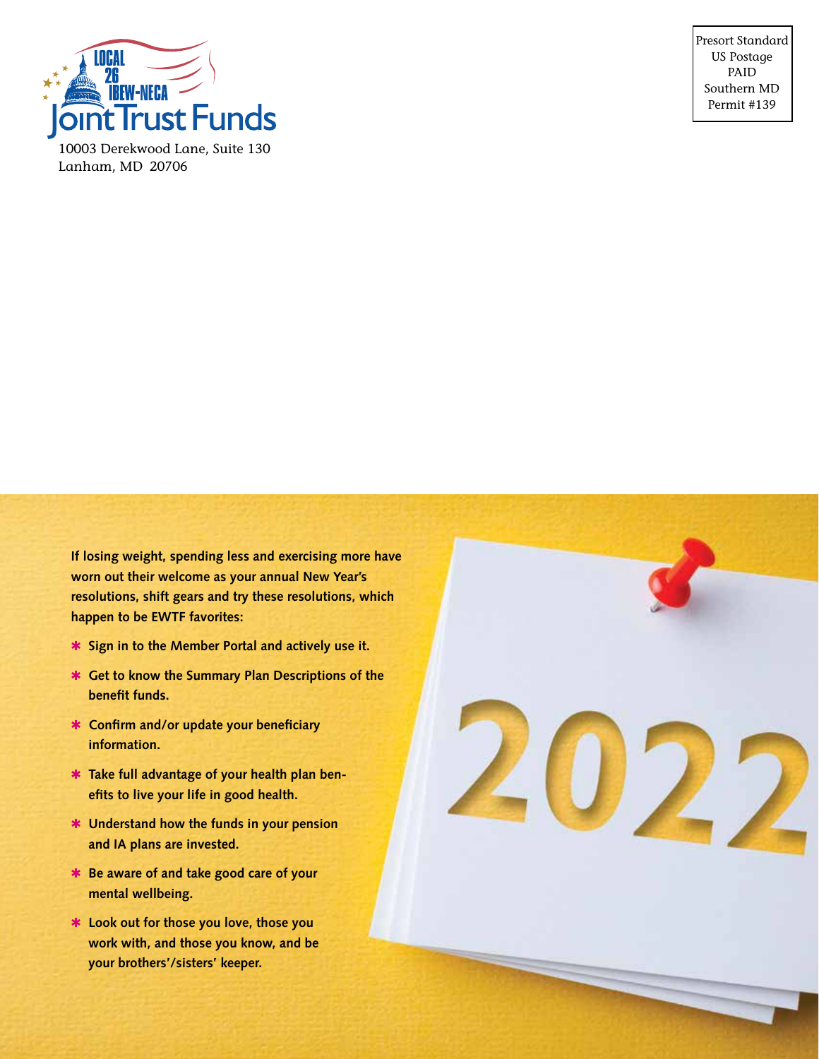LOCAL 26 IBEW-NECA

Joint Trust Funds

10003 Derekwood Lane, Suite 130
Lanham, MD 20706

Presort Standard
US Postage
PAID
Southern MD
Permit #139

**If losing weight, spending less and exercising more have worn out their welcome as your annual New Year's resolutions, shift gears and try these resolutions, which happen to be EWTF favorites:**

- **Sign in to the Member Portal and actively use it.**
- **Get to know the Summary Plan Descriptions of the benefit funds.**
- **Confirm and/or update your beneficiary information.**
- **Take full advantage of your health plan benefits to live your life in good health.**
- **Understand how the funds in your pension and IA plans are invested.**
- **Be aware of and take good care of your mental wellbeing.**
- **Look out for those you love, those you work with, and those you know, and be your brothers'/sisters' keeper.**

2022